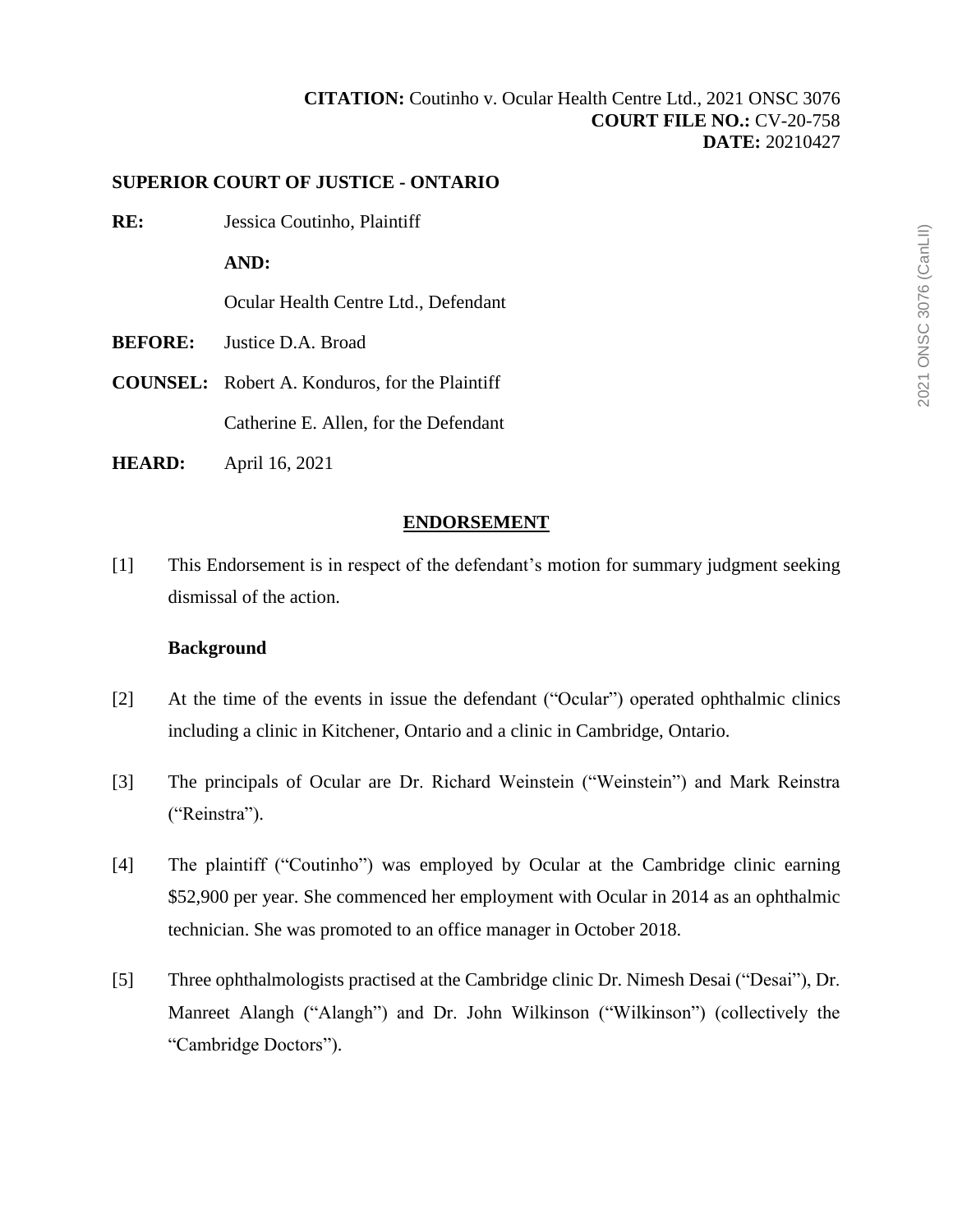**CITATION:** Coutinho v. Ocular Health Centre Ltd., 2021 ONSC 3076
**COURT FILE NO.:** CV-20-758
**DATE:** 20210427

**SUPERIOR COURT OF JUSTICE - ONTARIO**

**RE:** Jessica Coutinho, Plaintiff

**AND:**

Ocular Health Centre Ltd., Defendant

**BEFORE:** Justice D.A. Broad

**COUNSEL:** Robert A. Konduros, for the Plaintiff

Catherine E. Allen, for the Defendant

**HEARD:** April 16, 2021

## ENDORSEMENT

[1] This Endorsement is in respect of the defendant's motion for summary judgment seeking dismissal of the action.

### Background

[2] At the time of the events in issue the defendant ("Ocular") operated ophthalmic clinics including a clinic in Kitchener, Ontario and a clinic in Cambridge, Ontario.

[3] The principals of Ocular are Dr. Richard Weinstein ("Weinstein") and Mark Reinstra ("Reinstra").

[4] The plaintiff ("Coutinho") was employed by Ocular at the Cambridge clinic earning $52,900 per year. She commenced her employment with Ocular in 2014 as an ophthalmic technician. She was promoted to an office manager in October 2018.

[5] Three ophthalmologists practised at the Cambridge clinic Dr. Nimesh Desai ("Desai"), Dr. Manreet Alangh ("Alangh") and Dr. John Wilkinson ("Wilkinson") (collectively the "Cambridge Doctors").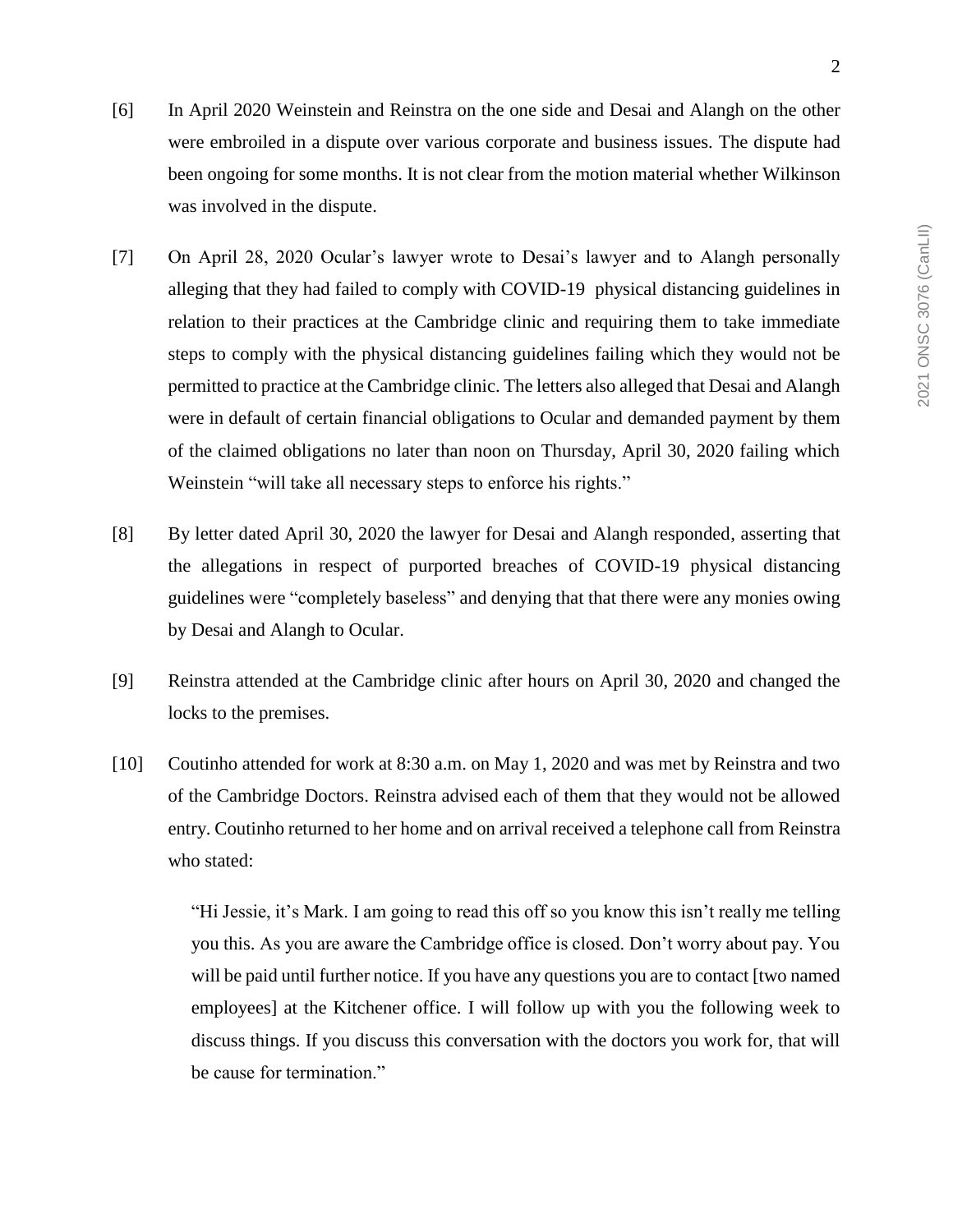[6] In April 2020 Weinstein and Reinstra on the one side and Desai and Alangh on the other were embroiled in a dispute over various corporate and business issues. The dispute had been ongoing for some months. It is not clear from the motion material whether Wilkinson was involved in the dispute.

[7] On April 28, 2020 Ocular's lawyer wrote to Desai's lawyer and to Alangh personally alleging that they had failed to comply with COVID-19 physical distancing guidelines in relation to their practices at the Cambridge clinic and requiring them to take immediate steps to comply with the physical distancing guidelines failing which they would not be permitted to practice at the Cambridge clinic. The letters also alleged that Desai and Alangh were in default of certain financial obligations to Ocular and demanded payment by them of the claimed obligations no later than noon on Thursday, April 30, 2020 failing which Weinstein "will take all necessary steps to enforce his rights."

[8] By letter dated April 30, 2020 the lawyer for Desai and Alangh responded, asserting that the allegations in respect of purported breaches of COVID-19 physical distancing guidelines were "completely baseless" and denying that that there were any monies owing by Desai and Alangh to Ocular.

[9] Reinstra attended at the Cambridge clinic after hours on April 30, 2020 and changed the locks to the premises.

[10] Coutinho attended for work at 8:30 a.m. on May 1, 2020 and was met by Reinstra and two of the Cambridge Doctors. Reinstra advised each of them that they would not be allowed entry. Coutinho returned to her home and on arrival received a telephone call from Reinstra who stated:

> "Hi Jessie, it's Mark. I am going to read this off so you know this isn't really me telling you this. As you are aware the Cambridge office is closed. Don't worry about pay. You will be paid until further notice. If you have any questions you are to contact [two named employees] at the Kitchener office. I will follow up with you the following week to discuss things. If you discuss this conversation with the doctors you work for, that will be cause for termination."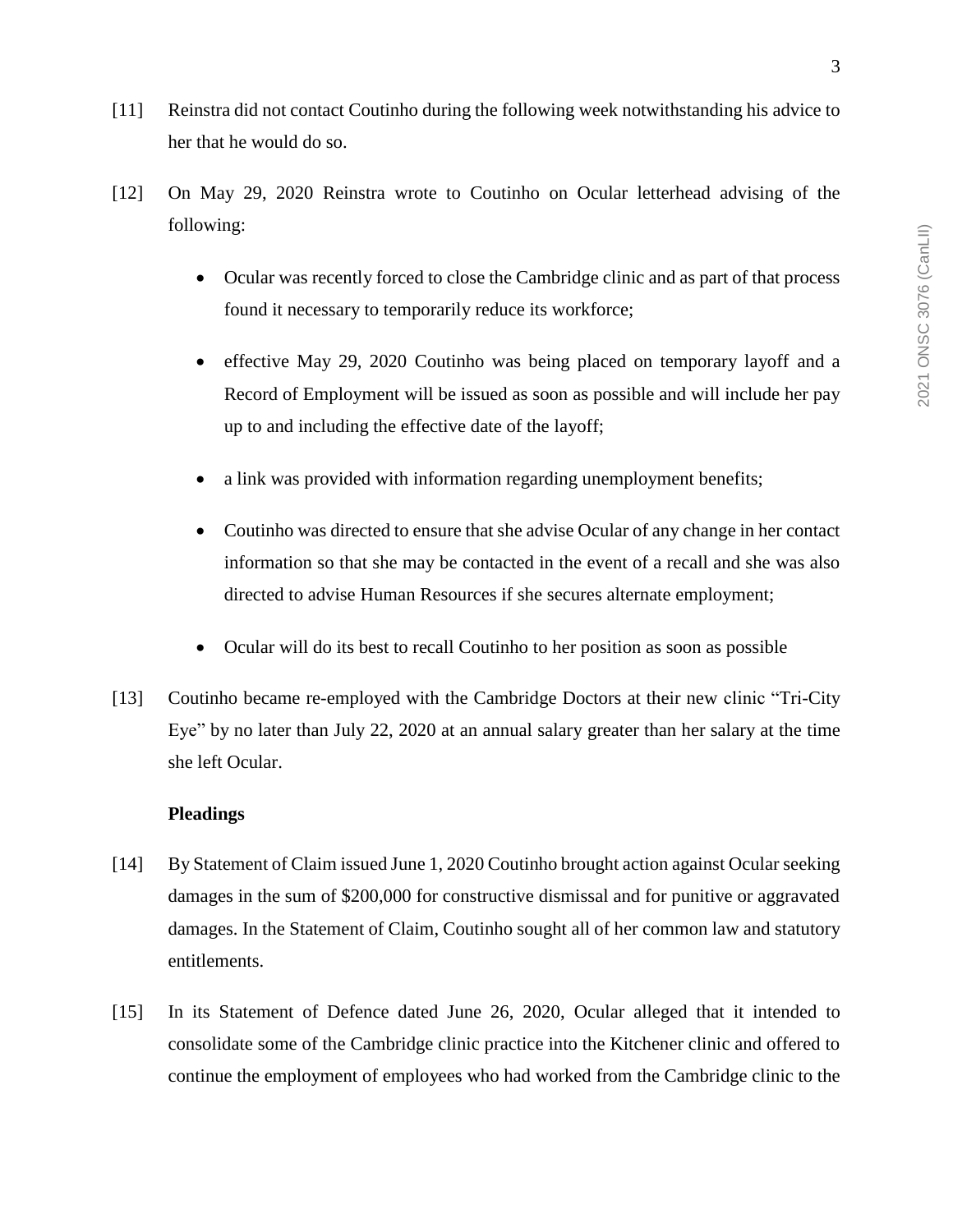[11] Reinstra did not contact Coutinho during the following week notwithstanding his advice to her that he would do so.

[12] On May 29, 2020 Reinstra wrote to Coutinho on Ocular letterhead advising of the following:

- Ocular was recently forced to close the Cambridge clinic and as part of that process found it necessary to temporarily reduce its workforce;
- effective May 29, 2020 Coutinho was being placed on temporary layoff and a Record of Employment will be issued as soon as possible and will include her pay up to and including the effective date of the layoff;
- a link was provided with information regarding unemployment benefits;
- Coutinho was directed to ensure that she advise Ocular of any change in her contact information so that she may be contacted in the event of a recall and she was also directed to advise Human Resources if she secures alternate employment;
- Ocular will do its best to recall Coutinho to her position as soon as possible

[13] Coutinho became re-employed with the Cambridge Doctors at their new clinic "Tri-City Eye" by no later than July 22, 2020 at an annual salary greater than her salary at the time she left Ocular.

**Pleadings**

[14] By Statement of Claim issued June 1, 2020 Coutinho brought action against Ocular seeking damages in the sum of $200,000 for constructive dismissal and for punitive or aggravated damages. In the Statement of Claim, Coutinho sought all of her common law and statutory entitlements.

[15] In its Statement of Defence dated June 26, 2020, Ocular alleged that it intended to consolidate some of the Cambridge clinic practice into the Kitchener clinic and offered to continue the employment of employees who had worked from the Cambridge clinic to the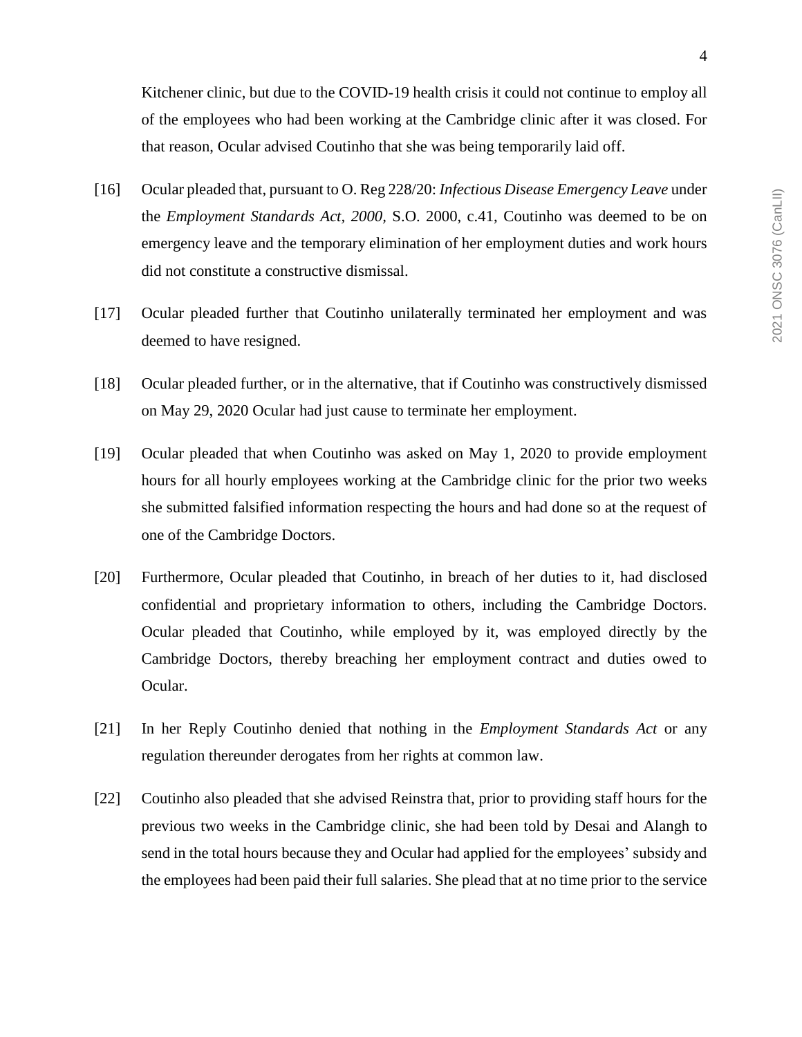Kitchener clinic, but due to the COVID-19 health crisis it could not continue to employ all of the employees who had been working at the Cambridge clinic after it was closed. For that reason, Ocular advised Coutinho that she was being temporarily laid off.

[16] Ocular pleaded that, pursuant to O. Reg 228/20: *Infectious Disease Emergency Leave* under the *Employment Standards Act, 2000*, S.O. 2000, c.41, Coutinho was deemed to be on emergency leave and the temporary elimination of her employment duties and work hours did not constitute a constructive dismissal.

[17] Ocular pleaded further that Coutinho unilaterally terminated her employment and was deemed to have resigned.

[18] Ocular pleaded further, or in the alternative, that if Coutinho was constructively dismissed on May 29, 2020 Ocular had just cause to terminate her employment.

[19] Ocular pleaded that when Coutinho was asked on May 1, 2020 to provide employment hours for all hourly employees working at the Cambridge clinic for the prior two weeks she submitted falsified information respecting the hours and had done so at the request of one of the Cambridge Doctors.

[20] Furthermore, Ocular pleaded that Coutinho, in breach of her duties to it, had disclosed confidential and proprietary information to others, including the Cambridge Doctors. Ocular pleaded that Coutinho, while employed by it, was employed directly by the Cambridge Doctors, thereby breaching her employment contract and duties owed to Ocular.

[21] In her Reply Coutinho denied that nothing in the *Employment Standards Act* or any regulation thereunder derogates from her rights at common law.

[22] Coutinho also pleaded that she advised Reinstra that, prior to providing staff hours for the previous two weeks in the Cambridge clinic, she had been told by Desai and Alangh to send in the total hours because they and Ocular had applied for the employees' subsidy and the employees had been paid their full salaries. She plead that at no time prior to the service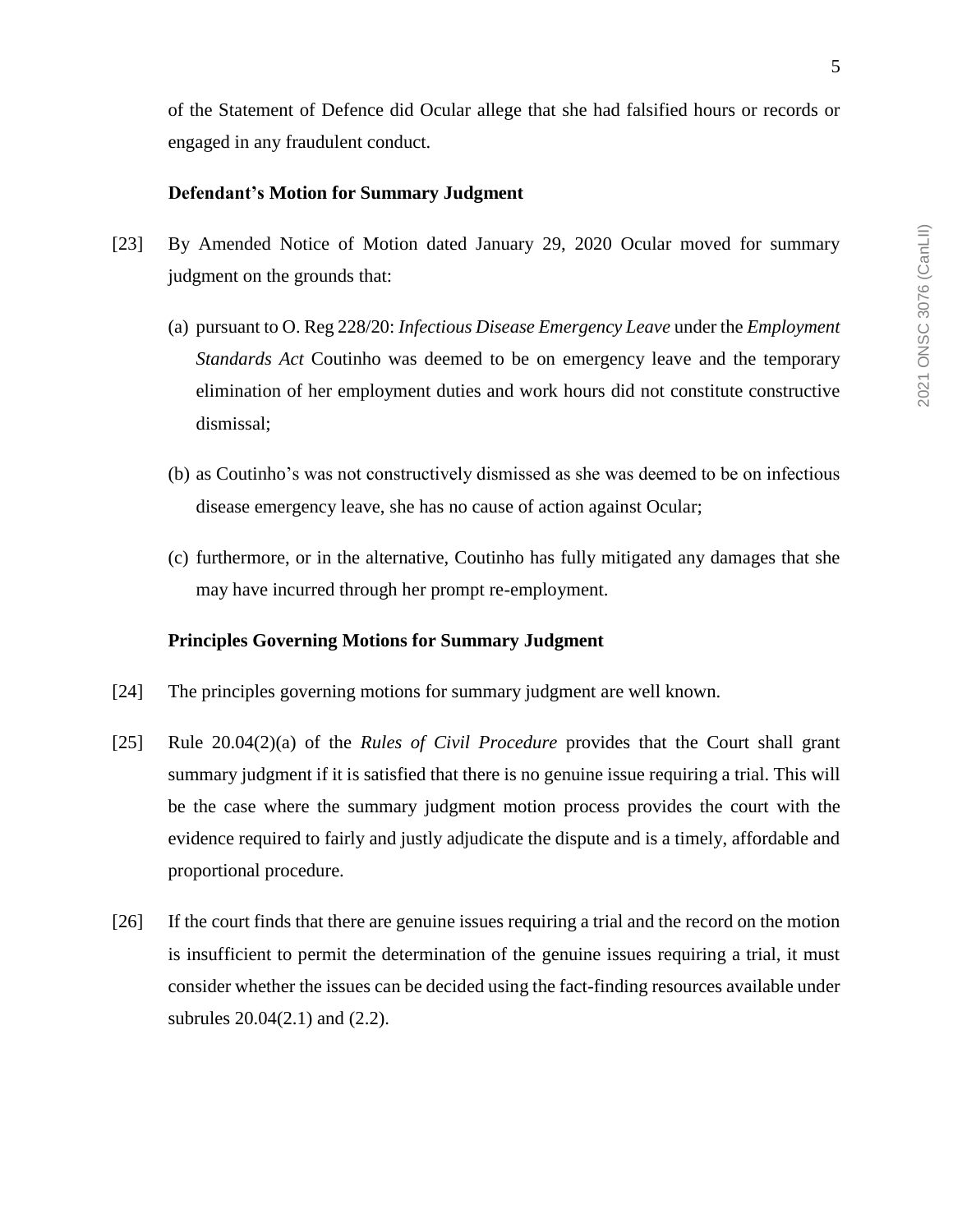of the Statement of Defence did Ocular allege that she had falsified hours or records or engaged in any fraudulent conduct.

**Defendant's Motion for Summary Judgment**

[23] By Amended Notice of Motion dated January 29, 2020 Ocular moved for summary judgment on the grounds that:

(a) pursuant to O. Reg 228/20: *Infectious Disease Emergency Leave* under the *Employment Standards Act* Coutinho was deemed to be on emergency leave and the temporary elimination of her employment duties and work hours did not constitute constructive dismissal;

(b) as Coutinho's was not constructively dismissed as she was deemed to be on infectious disease emergency leave, she has no cause of action against Ocular;

(c) furthermore, or in the alternative, Coutinho has fully mitigated any damages that she may have incurred through her prompt re-employment.

**Principles Governing Motions for Summary Judgment**

[24] The principles governing motions for summary judgment are well known.

[25] Rule 20.04(2)(a) of the *Rules of Civil Procedure* provides that the Court shall grant summary judgment if it is satisfied that there is no genuine issue requiring a trial. This will be the case where the summary judgment motion process provides the court with the evidence required to fairly and justly adjudicate the dispute and is a timely, affordable and proportional procedure.

[26] If the court finds that there are genuine issues requiring a trial and the record on the motion is insufficient to permit the determination of the genuine issues requiring a trial, it must consider whether the issues can be decided using the fact-finding resources available under subrules 20.04(2.1) and (2.2).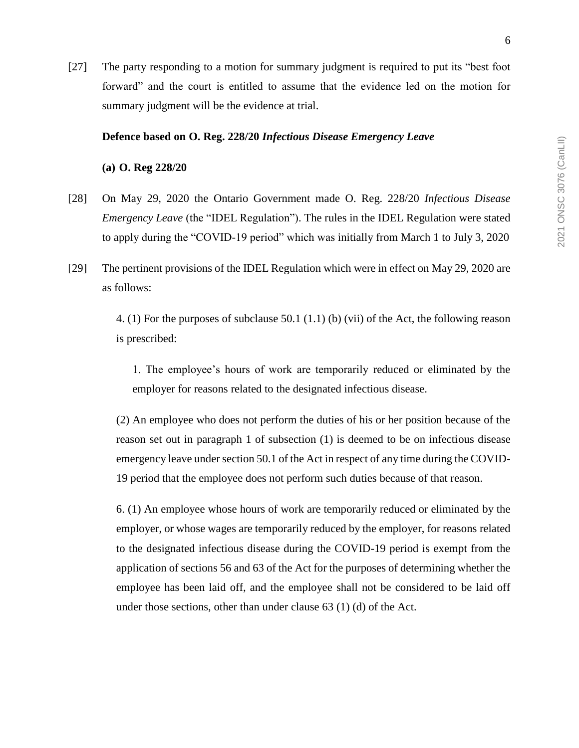[27] The party responding to a motion for summary judgment is required to put its "best foot forward" and the court is entitled to assume that the evidence led on the motion for summary judgment will be the evidence at trial.

**Defence based on O. Reg. 228/20 *Infectious Disease Emergency Leave***

**(a) O. Reg 228/20**

[28] On May 29, 2020 the Ontario Government made O. Reg. 228/20 *Infectious Disease Emergency Leave* (the "IDEL Regulation"). The rules in the IDEL Regulation were stated to apply during the "COVID-19 period" which was initially from March 1 to July 3, 2020

[29] The pertinent provisions of the IDEL Regulation which were in effect on May 29, 2020 are as follows:

> 4. (1) For the purposes of subclause 50.1 (1.1) (b) (vii) of the Act, the following reason is prescribed:
>
> > 1. The employee's hours of work are temporarily reduced or eliminated by the employer for reasons related to the designated infectious disease.
>
> (2) An employee who does not perform the duties of his or her position because of the reason set out in paragraph 1 of subsection (1) is deemed to be on infectious disease emergency leave under section 50.1 of the Act in respect of any time during the COVID-19 period that the employee does not perform such duties because of that reason.
>
> 6. (1) An employee whose hours of work are temporarily reduced or eliminated by the employer, or whose wages are temporarily reduced by the employer, for reasons related to the designated infectious disease during the COVID-19 period is exempt from the application of sections 56 and 63 of the Act for the purposes of determining whether the employee has been laid off, and the employee shall not be considered to be laid off under those sections, other than under clause 63 (1) (d) of the Act.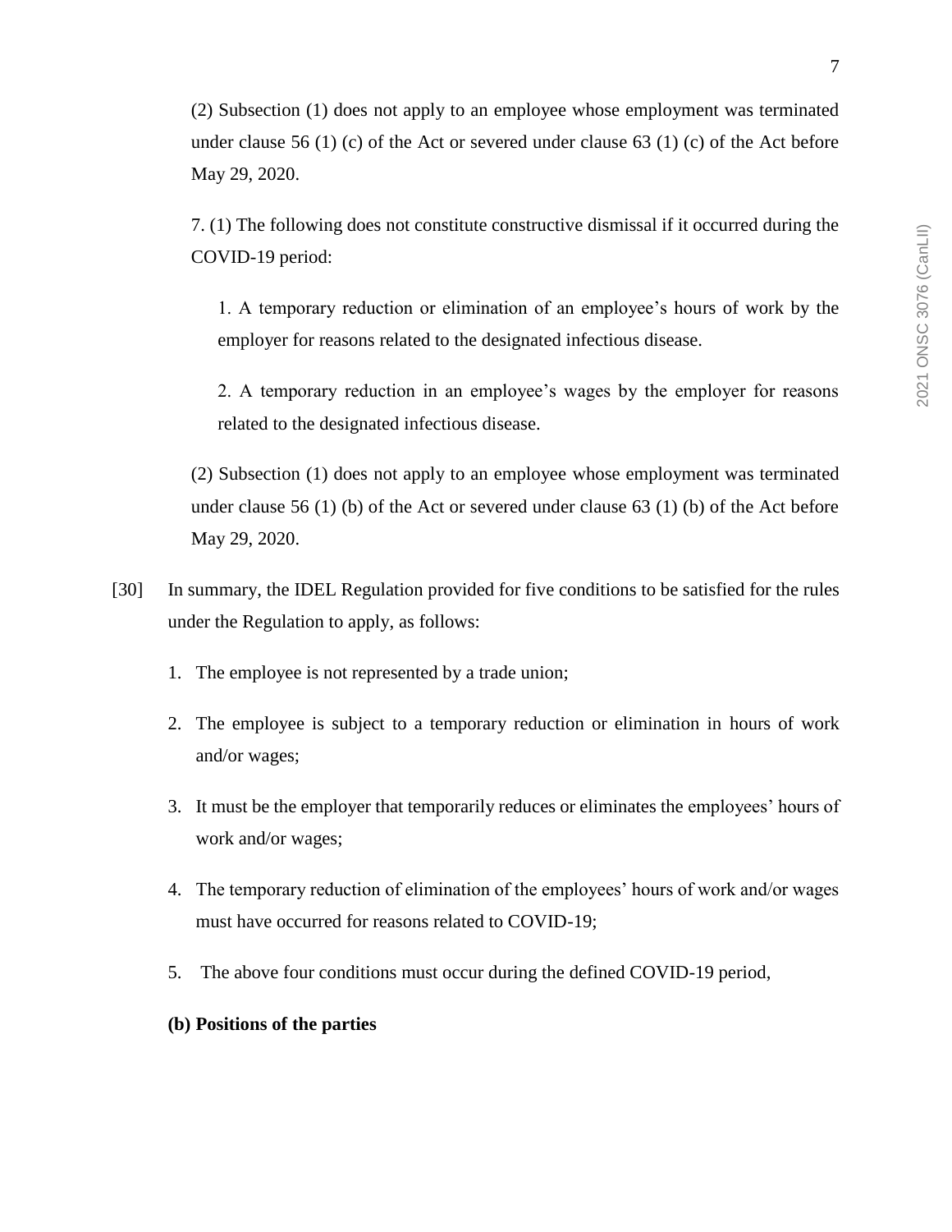(2) Subsection (1) does not apply to an employee whose employment was terminated under clause 56 (1) (c) of the Act or severed under clause 63 (1) (c) of the Act before May 29, 2020.

7. (1) The following does not constitute constructive dismissal if it occurred during the COVID-19 period:

1. A temporary reduction or elimination of an employee's hours of work by the employer for reasons related to the designated infectious disease.

2. A temporary reduction in an employee's wages by the employer for reasons related to the designated infectious disease.

(2) Subsection (1) does not apply to an employee whose employment was terminated under clause 56 (1) (b) of the Act or severed under clause 63 (1) (b) of the Act before May 29, 2020.

[30] In summary, the IDEL Regulation provided for five conditions to be satisfied for the rules under the Regulation to apply, as follows:

1. The employee is not represented by a trade union;
2. The employee is subject to a temporary reduction or elimination in hours of work and/or wages;
3. It must be the employer that temporarily reduces or eliminates the employees' hours of work and/or wages;
4. The temporary reduction of elimination of the employees' hours of work and/or wages must have occurred for reasons related to COVID-19;
5. The above four conditions must occur during the defined COVID-19 period,

**(b) Positions of the parties**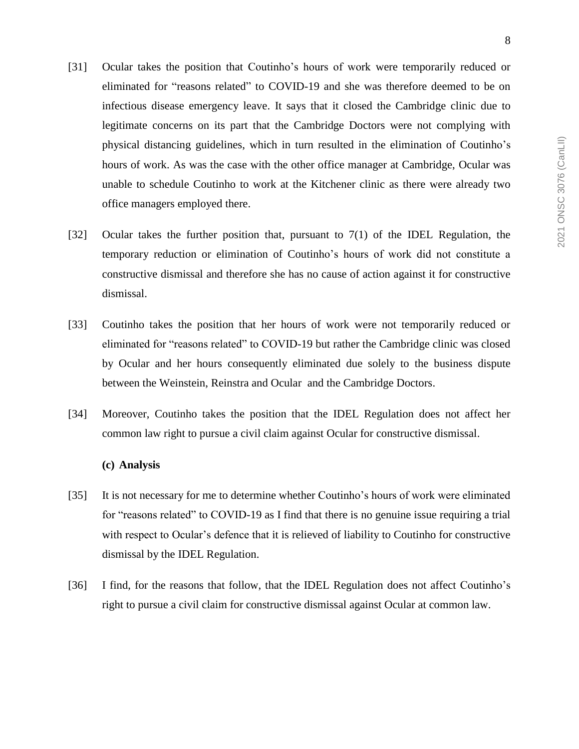[31] Ocular takes the position that Coutinho's hours of work were temporarily reduced or eliminated for "reasons related" to COVID-19 and she was therefore deemed to be on infectious disease emergency leave. It says that it closed the Cambridge clinic due to legitimate concerns on its part that the Cambridge Doctors were not complying with physical distancing guidelines, which in turn resulted in the elimination of Coutinho's hours of work. As was the case with the other office manager at Cambridge, Ocular was unable to schedule Coutinho to work at the Kitchener clinic as there were already two office managers employed there.

[32] Ocular takes the further position that, pursuant to 7(1) of the IDEL Regulation, the temporary reduction or elimination of Coutinho's hours of work did not constitute a constructive dismissal and therefore she has no cause of action against it for constructive dismissal.

[33] Coutinho takes the position that her hours of work were not temporarily reduced or eliminated for "reasons related" to COVID-19 but rather the Cambridge clinic was closed by Ocular and her hours consequently eliminated due solely to the business dispute between the Weinstein, Reinstra and Ocular and the Cambridge Doctors.

[34] Moreover, Coutinho takes the position that the IDEL Regulation does not affect her common law right to pursue a civil claim against Ocular for constructive dismissal.

**(c) Analysis**

[35] It is not necessary for me to determine whether Coutinho's hours of work were eliminated for "reasons related" to COVID-19 as I find that there is no genuine issue requiring a trial with respect to Ocular's defence that it is relieved of liability to Coutinho for constructive dismissal by the IDEL Regulation.

[36] I find, for the reasons that follow, that the IDEL Regulation does not affect Coutinho's right to pursue a civil claim for constructive dismissal against Ocular at common law.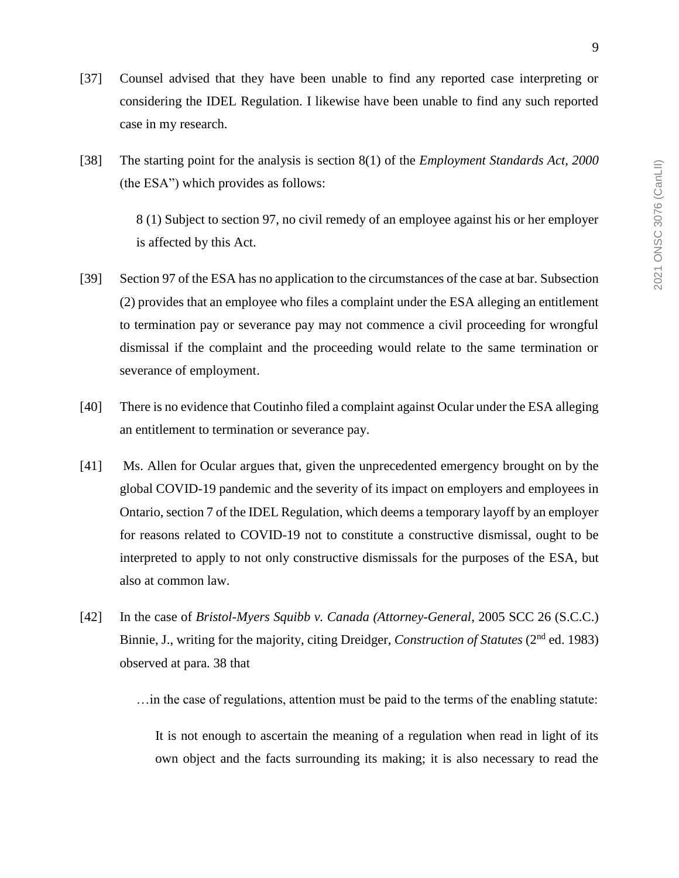[37] Counsel advised that they have been unable to find any reported case interpreting or considering the IDEL Regulation. I likewise have been unable to find any such reported case in my research.

[38] The starting point for the analysis is section 8(1) of the *Employment Standards Act, 2000* (the ESA") which provides as follows:

> 8 (1) Subject to section 97, no civil remedy of an employee against his or her employer is affected by this Act.

[39] Section 97 of the ESA has no application to the circumstances of the case at bar. Subsection (2) provides that an employee who files a complaint under the ESA alleging an entitlement to termination pay or severance pay may not commence a civil proceeding for wrongful dismissal if the complaint and the proceeding would relate to the same termination or severance of employment.

[40] There is no evidence that Coutinho filed a complaint against Ocular under the ESA alleging an entitlement to termination or severance pay.

[41] Ms. Allen for Ocular argues that, given the unprecedented emergency brought on by the global COVID-19 pandemic and the severity of its impact on employers and employees in Ontario, section 7 of the IDEL Regulation, which deems a temporary layoff by an employer for reasons related to COVID-19 not to constitute a constructive dismissal, ought to be interpreted to apply to not only constructive dismissals for the purposes of the ESA, but also at common law.

[42] In the case of *Bristol-Myers Squibb v. Canada (Attorney-General*, 2005 SCC 26 (S.C.C.) Binnie, J., writing for the majority, citing Dreidger, *Construction of Statutes* (2nd ed. 1983) observed at para. 38 that

> …in the case of regulations, attention must be paid to the terms of the enabling statute:
>
> > It is not enough to ascertain the meaning of a regulation when read in light of its own object and the facts surrounding its making; it is also necessary to read the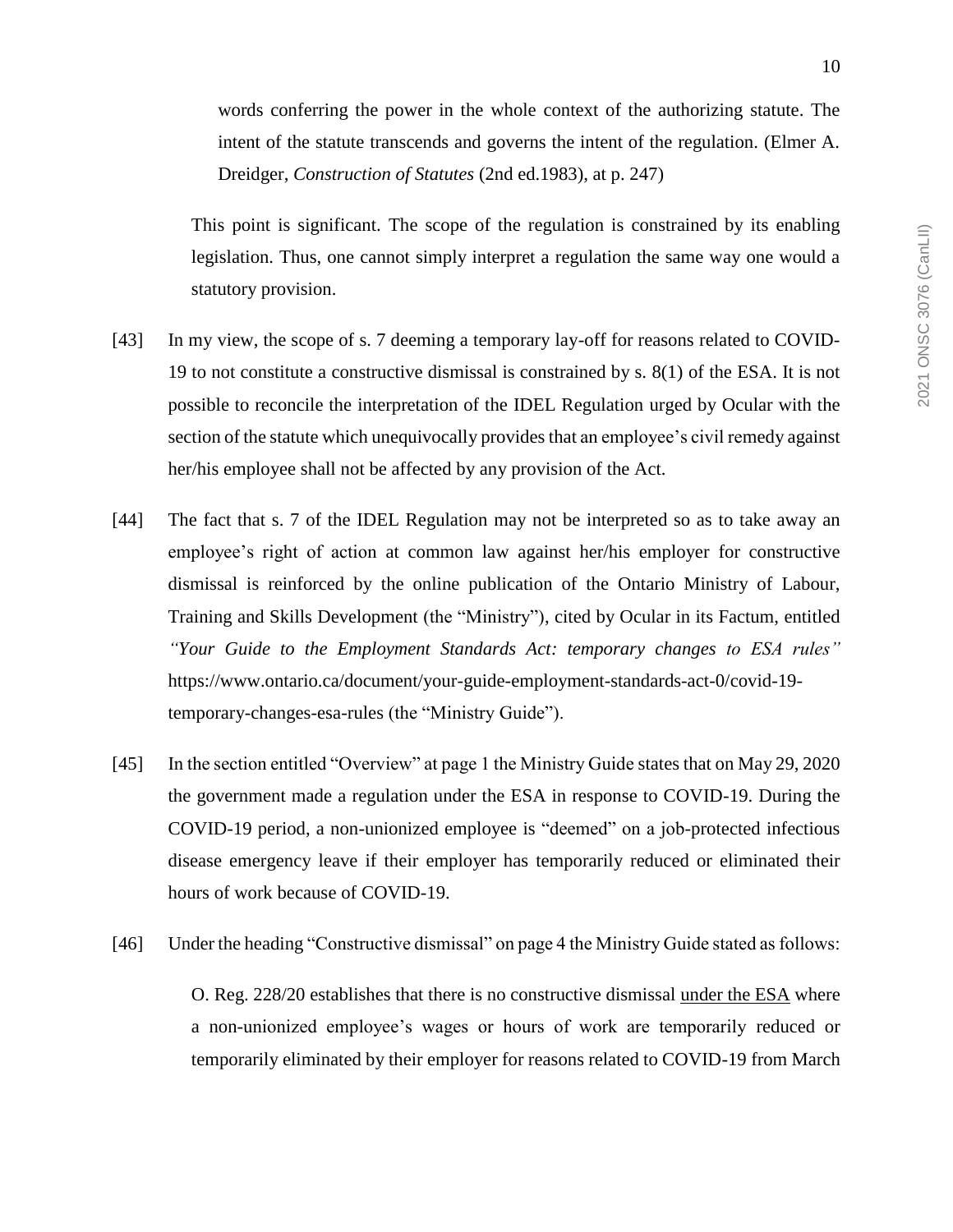> words conferring the power in the whole context of the authorizing statute. The intent of the statute transcends and governs the intent of the regulation. (Elmer A. Dreidger, *Construction of Statutes* (2nd ed.1983), at p. 247)

> This point is significant. The scope of the regulation is constrained by its enabling legislation. Thus, one cannot simply interpret a regulation the same way one would a statutory provision.

[43] In my view, the scope of s. 7 deeming a temporary lay-off for reasons related to COVID-19 to not constitute a constructive dismissal is constrained by s. 8(1) of the ESA. It is not possible to reconcile the interpretation of the IDEL Regulation urged by Ocular with the section of the statute which unequivocally provides that an employee's civil remedy against her/his employee shall not be affected by any provision of the Act.

[44] The fact that s. 7 of the IDEL Regulation may not be interpreted so as to take away an employee's right of action at common law against her/his employer for constructive dismissal is reinforced by the online publication of the Ontario Ministry of Labour, Training and Skills Development (the "Ministry"), cited by Ocular in its Factum, entitled *"Your Guide to the Employment Standards Act: temporary changes to ESA rules"* https://www.ontario.ca/document/your-guide-employment-standards-act-0/covid-19-temporary-changes-esa-rules (the "Ministry Guide").

[45] In the section entitled "Overview" at page 1 the Ministry Guide states that on May 29, 2020 the government made a regulation under the ESA in response to COVID-19. During the COVID-19 period, a non-unionized employee is "deemed" on a job-protected infectious disease emergency leave if their employer has temporarily reduced or eliminated their hours of work because of COVID-19.

[46] Under the heading "Constructive dismissal" on page 4 the Ministry Guide stated as follows:

> O. Reg. 228/20 establishes that there is no constructive dismissal <u>under the ESA</u> where a non-unionized employee's wages or hours of work are temporarily reduced or temporarily eliminated by their employer for reasons related to COVID-19 from March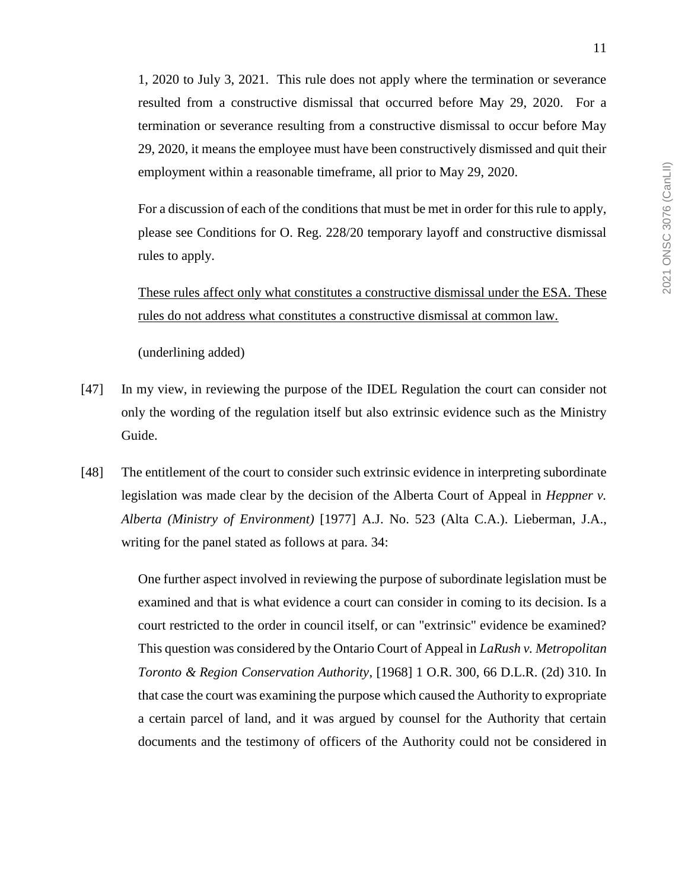1, 2020 to July 3, 2021. This rule does not apply where the termination or severance resulted from a constructive dismissal that occurred before May 29, 2020. For a termination or severance resulting from a constructive dismissal to occur before May 29, 2020, it means the employee must have been constructively dismissed and quit their employment within a reasonable timeframe, all prior to May 29, 2020.

> For a discussion of each of the conditions that must be met in order for this rule to apply, please see Conditions for O. Reg. 228/20 temporary layoff and constructive dismissal rules to apply.
>
> <u>These rules affect only what constitutes a constructive dismissal under the ESA. These rules do not address what constitutes a constructive dismissal at common law.</u>
>
> (underlining added)

[47] In my view, in reviewing the purpose of the IDEL Regulation the court can consider not only the wording of the regulation itself but also extrinsic evidence such as the Ministry Guide.

[48] The entitlement of the court to consider such extrinsic evidence in interpreting subordinate legislation was made clear by the decision of the Alberta Court of Appeal in *Heppner v. Alberta (Ministry of Environment)* [1977] A.J. No. 523 (Alta C.A.). Lieberman, J.A., writing for the panel stated as follows at para. 34:

> One further aspect involved in reviewing the purpose of subordinate legislation must be examined and that is what evidence a court can consider in coming to its decision. Is a court restricted to the order in council itself, or can "extrinsic" evidence be examined? This question was considered by the Ontario Court of Appeal in *LaRush v. Metropolitan Toronto & Region Conservation Authority*, [1968] 1 O.R. 300, 66 D.L.R. (2d) 310. In that case the court was examining the purpose which caused the Authority to expropriate a certain parcel of land, and it was argued by counsel for the Authority that certain documents and the testimony of officers of the Authority could not be considered in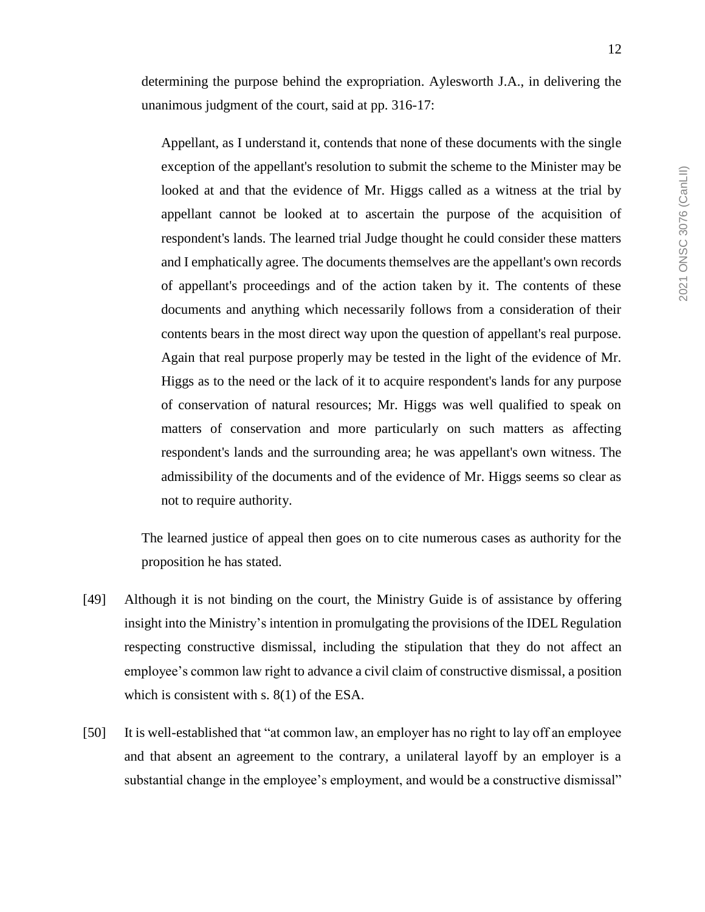determining the purpose behind the expropriation. Aylesworth J.A., in delivering the unanimous judgment of the court, said at pp. 316-17:

> Appellant, as I understand it, contends that none of these documents with the single exception of the appellant's resolution to submit the scheme to the Minister may be looked at and that the evidence of Mr. Higgs called as a witness at the trial by appellant cannot be looked at to ascertain the purpose of the acquisition of respondent's lands. The learned trial Judge thought he could consider these matters and I emphatically agree. The documents themselves are the appellant's own records of appellant's proceedings and of the action taken by it. The contents of these documents and anything which necessarily follows from a consideration of their contents bears in the most direct way upon the question of appellant's real purpose. Again that real purpose properly may be tested in the light of the evidence of Mr. Higgs as to the need or the lack of it to acquire respondent's lands for any purpose of conservation of natural resources; Mr. Higgs was well qualified to speak on matters of conservation and more particularly on such matters as affecting respondent's lands and the surrounding area; he was appellant's own witness. The admissibility of the documents and of the evidence of Mr. Higgs seems so clear as not to require authority.

The learned justice of appeal then goes on to cite numerous cases as authority for the proposition he has stated.

[49] Although it is not binding on the court, the Ministry Guide is of assistance by offering insight into the Ministry's intention in promulgating the provisions of the IDEL Regulation respecting constructive dismissal, including the stipulation that they do not affect an employee's common law right to advance a civil claim of constructive dismissal, a position which is consistent with s. 8(1) of the ESA.

[50] It is well-established that "at common law, an employer has no right to lay off an employee and that absent an agreement to the contrary, a unilateral layoff by an employer is a substantial change in the employee's employment, and would be a constructive dismissal"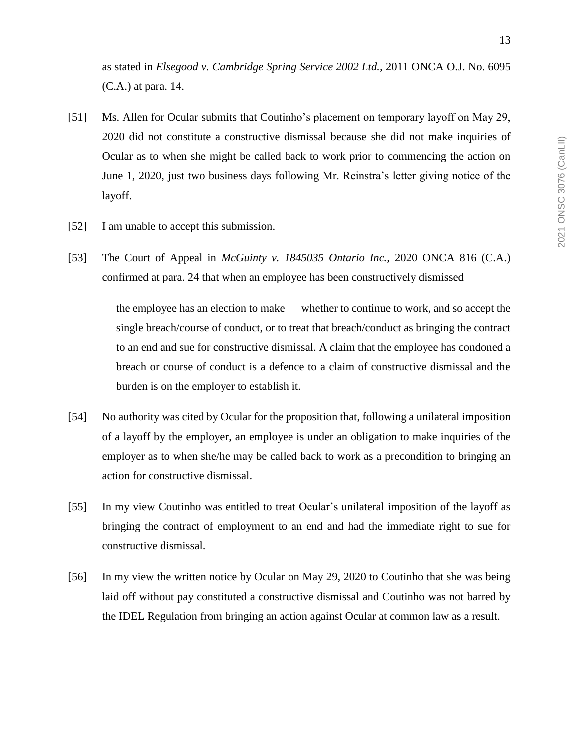as stated in *Elsegood v. Cambridge Spring Service 2002 Ltd.*, 2011 ONCA O.J. No. 6095 (C.A.) at para. 14.

[51] Ms. Allen for Ocular submits that Coutinho's placement on temporary layoff on May 29, 2020 did not constitute a constructive dismissal because she did not make inquiries of Ocular as to when she might be called back to work prior to commencing the action on June 1, 2020, just two business days following Mr. Reinstra's letter giving notice of the layoff.

[52] I am unable to accept this submission.

[53] The Court of Appeal in *McGuinty v. 1845035 Ontario Inc.*, 2020 ONCA 816 (C.A.) confirmed at para. 24 that when an employee has been constructively dismissed

> the employee has an election to make — whether to continue to work, and so accept the single breach/course of conduct, or to treat that breach/conduct as bringing the contract to an end and sue for constructive dismissal. A claim that the employee has condoned a breach or course of conduct is a defence to a claim of constructive dismissal and the burden is on the employer to establish it.

[54] No authority was cited by Ocular for the proposition that, following a unilateral imposition of a layoff by the employer, an employee is under an obligation to make inquiries of the employer as to when she/he may be called back to work as a precondition to bringing an action for constructive dismissal.

[55] In my view Coutinho was entitled to treat Ocular's unilateral imposition of the layoff as bringing the contract of employment to an end and had the immediate right to sue for constructive dismissal.

[56] In my view the written notice by Ocular on May 29, 2020 to Coutinho that she was being laid off without pay constituted a constructive dismissal and Coutinho was not barred by the IDEL Regulation from bringing an action against Ocular at common law as a result.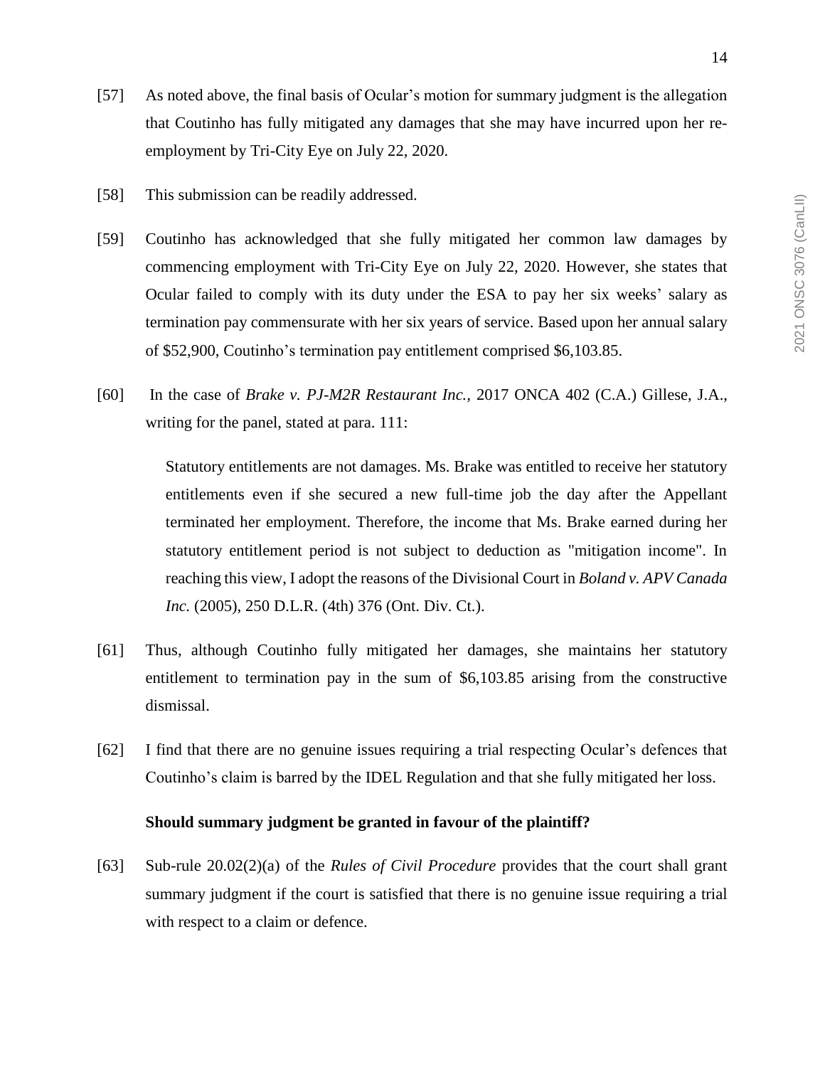[57] As noted above, the final basis of Ocular's motion for summary judgment is the allegation that Coutinho has fully mitigated any damages that she may have incurred upon her re-employment by Tri-City Eye on July 22, 2020.

[58] This submission can be readily addressed.

[59] Coutinho has acknowledged that she fully mitigated her common law damages by commencing employment with Tri-City Eye on July 22, 2020. However, she states that Ocular failed to comply with its duty under the ESA to pay her six weeks' salary as termination pay commensurate with her six years of service. Based upon her annual salary of $52,900, Coutinho's termination pay entitlement comprised $6,103.85.

[60] In the case of *Brake v. PJ-M2R Restaurant Inc.*, 2017 ONCA 402 (C.A.) Gillese, J.A., writing for the panel, stated at para. 111:

> Statutory entitlements are not damages. Ms. Brake was entitled to receive her statutory entitlements even if she secured a new full-time job the day after the Appellant terminated her employment. Therefore, the income that Ms. Brake earned during her statutory entitlement period is not subject to deduction as "mitigation income". In reaching this view, I adopt the reasons of the Divisional Court in *Boland v. APV Canada Inc.* (2005), 250 D.L.R. (4th) 376 (Ont. Div. Ct.).

[61] Thus, although Coutinho fully mitigated her damages, she maintains her statutory entitlement to termination pay in the sum of $6,103.85 arising from the constructive dismissal.

[62] I find that there are no genuine issues requiring a trial respecting Ocular's defences that Coutinho's claim is barred by the IDEL Regulation and that she fully mitigated her loss.

**Should summary judgment be granted in favour of the plaintiff?**

[63] Sub-rule 20.02(2)(a) of the *Rules of Civil Procedure* provides that the court shall grant summary judgment if the court is satisfied that there is no genuine issue requiring a trial with respect to a claim or defence.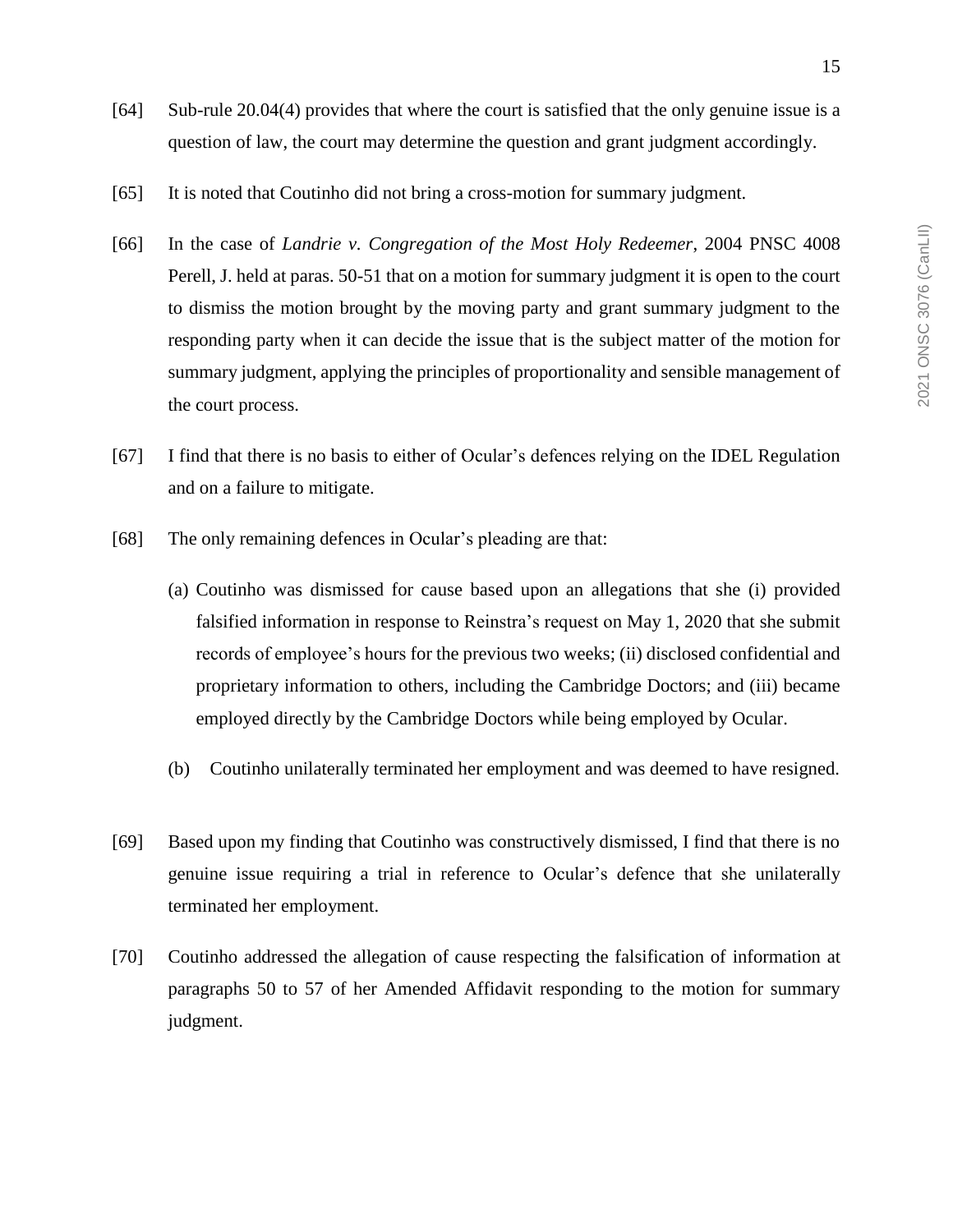[64] Sub-rule 20.04(4) provides that where the court is satisfied that the only genuine issue is a question of law, the court may determine the question and grant judgment accordingly.

[65] It is noted that Coutinho did not bring a cross-motion for summary judgment.

[66] In the case of *Landrie v. Congregation of the Most Holy Redeemer*, 2004 PNSC 4008 Perell, J. held at paras. 50-51 that on a motion for summary judgment it is open to the court to dismiss the motion brought by the moving party and grant summary judgment to the responding party when it can decide the issue that is the subject matter of the motion for summary judgment, applying the principles of proportionality and sensible management of the court process.

[67] I find that there is no basis to either of Ocular's defences relying on the IDEL Regulation and on a failure to mitigate.

[68] The only remaining defences in Ocular's pleading are that:

(a) Coutinho was dismissed for cause based upon an allegations that she (i) provided falsified information in response to Reinstra's request on May 1, 2020 that she submit records of employee's hours for the previous two weeks; (ii) disclosed confidential and proprietary information to others, including the Cambridge Doctors; and (iii) became employed directly by the Cambridge Doctors while being employed by Ocular.

(b) Coutinho unilaterally terminated her employment and was deemed to have resigned.

[69] Based upon my finding that Coutinho was constructively dismissed, I find that there is no genuine issue requiring a trial in reference to Ocular's defence that she unilaterally terminated her employment.

[70] Coutinho addressed the allegation of cause respecting the falsification of information at paragraphs 50 to 57 of her Amended Affidavit responding to the motion for summary judgment.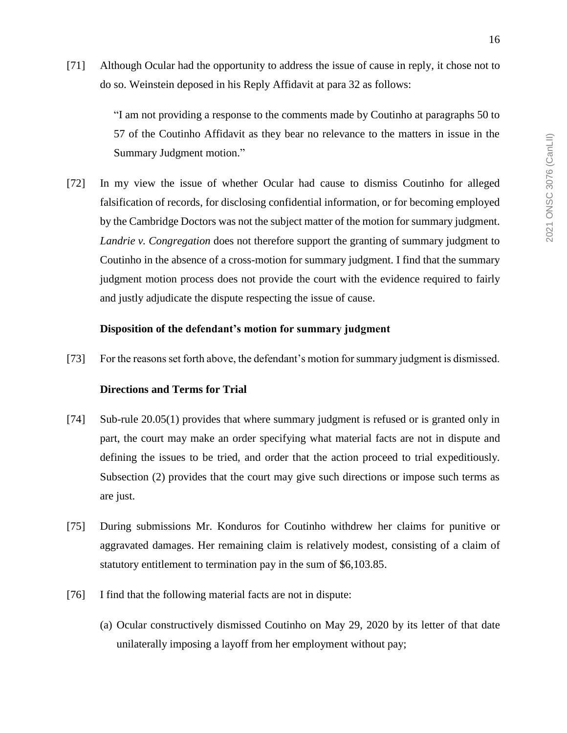[71] Although Ocular had the opportunity to address the issue of cause in reply, it chose not to do so. Weinstein deposed in his Reply Affidavit at para 32 as follows:

> "I am not providing a response to the comments made by Coutinho at paragraphs 50 to 57 of the Coutinho Affidavit as they bear no relevance to the matters in issue in the Summary Judgment motion."

[72] In my view the issue of whether Ocular had cause to dismiss Coutinho for alleged falsification of records, for disclosing confidential information, or for becoming employed by the Cambridge Doctors was not the subject matter of the motion for summary judgment. *Landrie v. Congregation* does not therefore support the granting of summary judgment to Coutinho in the absence of a cross-motion for summary judgment. I find that the summary judgment motion process does not provide the court with the evidence required to fairly and justly adjudicate the dispute respecting the issue of cause.

**Disposition of the defendant's motion for summary judgment**

[73] For the reasons set forth above, the defendant's motion for summary judgment is dismissed.

**Directions and Terms for Trial**

[74] Sub-rule 20.05(1) provides that where summary judgment is refused or is granted only in part, the court may make an order specifying what material facts are not in dispute and defining the issues to be tried, and order that the action proceed to trial expeditiously. Subsection (2) provides that the court may give such directions or impose such terms as are just.

[75] During submissions Mr. Konduros for Coutinho withdrew her claims for punitive or aggravated damages. Her remaining claim is relatively modest, consisting of a claim of statutory entitlement to termination pay in the sum of $6,103.85.

[76] I find that the following material facts are not in dispute:

(a) Ocular constructively dismissed Coutinho on May 29, 2020 by its letter of that date unilaterally imposing a layoff from her employment without pay;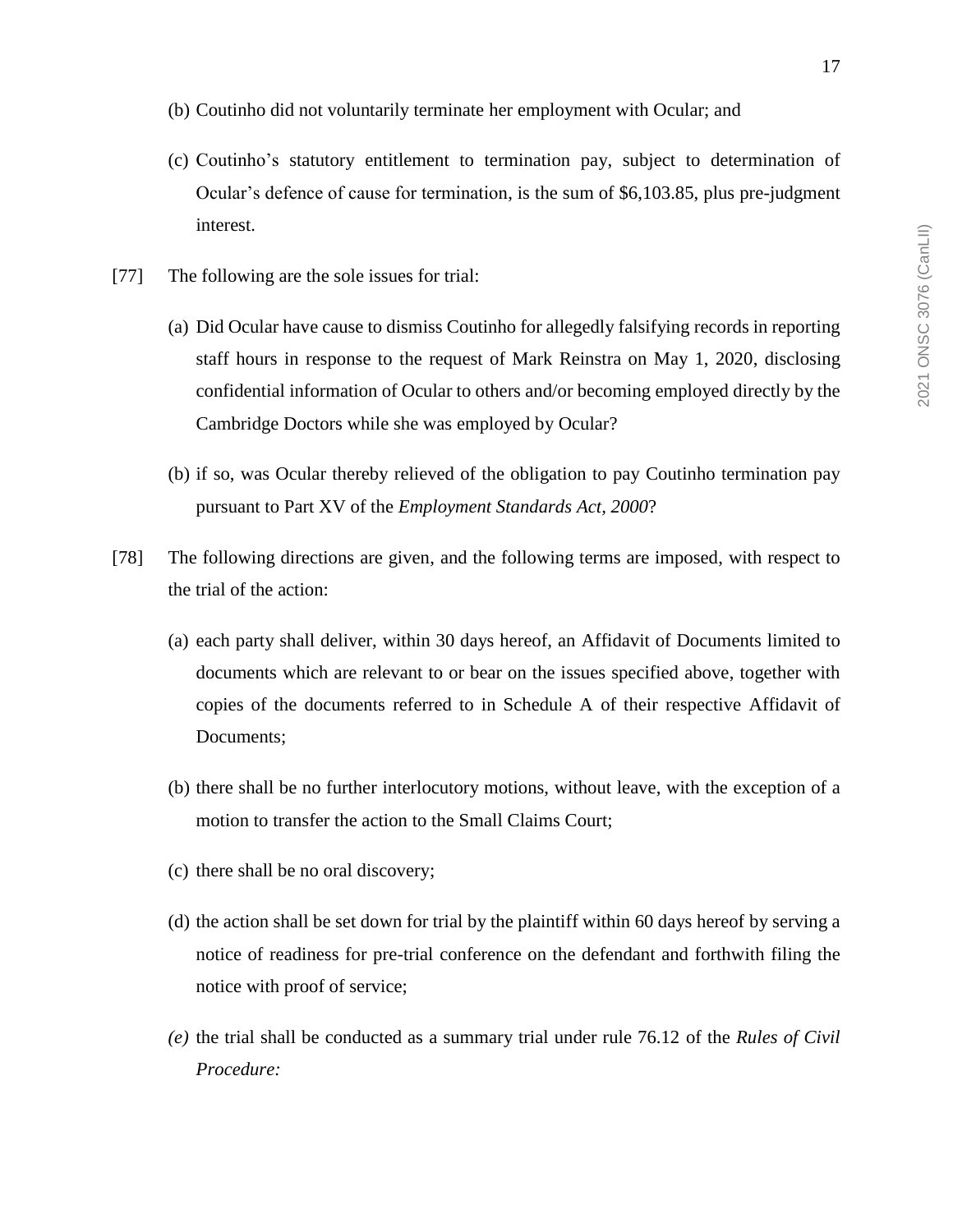(b) Coutinho did not voluntarily terminate her employment with Ocular; and

(c) Coutinho's statutory entitlement to termination pay, subject to determination of Ocular's defence of cause for termination, is the sum of $6,103.85, plus pre-judgment interest.

[77] The following are the sole issues for trial:

(a) Did Ocular have cause to dismiss Coutinho for allegedly falsifying records in reporting staff hours in response to the request of Mark Reinstra on May 1, 2020, disclosing confidential information of Ocular to others and/or becoming employed directly by the Cambridge Doctors while she was employed by Ocular?

(b) if so, was Ocular thereby relieved of the obligation to pay Coutinho termination pay pursuant to Part XV of the *Employment Standards Act, 2000*?

[78] The following directions are given, and the following terms are imposed, with respect to the trial of the action:

(a) each party shall deliver, within 30 days hereof, an Affidavit of Documents limited to documents which are relevant to or bear on the issues specified above, together with copies of the documents referred to in Schedule A of their respective Affidavit of Documents;

(b) there shall be no further interlocutory motions, without leave, with the exception of a motion to transfer the action to the Small Claims Court;

(c) there shall be no oral discovery;

(d) the action shall be set down for trial by the plaintiff within 60 days hereof by serving a notice of readiness for pre-trial conference on the defendant and forthwith filing the notice with proof of service;

*(e)* the trial shall be conducted as a summary trial under rule 76.12 of the *Rules of Civil Procedure:*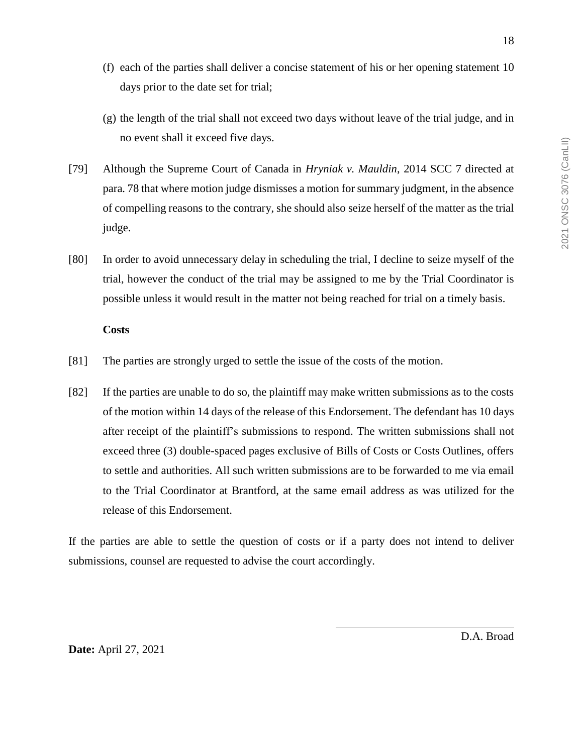(f) each of the parties shall deliver a concise statement of his or her opening statement 10 days prior to the date set for trial;

(g) the length of the trial shall not exceed two days without leave of the trial judge, and in no event shall it exceed five days.

[79] Although the Supreme Court of Canada in *Hryniak v. Mauldin*, 2014 SCC 7 directed at para. 78 that where motion judge dismisses a motion for summary judgment, in the absence of compelling reasons to the contrary, she should also seize herself of the matter as the trial judge.

[80] In order to avoid unnecessary delay in scheduling the trial, I decline to seize myself of the trial, however the conduct of the trial may be assigned to me by the Trial Coordinator is possible unless it would result in the matter not being reached for trial on a timely basis.

**Costs**

[81] The parties are strongly urged to settle the issue of the costs of the motion.

[82] If the parties are unable to do so, the plaintiff may make written submissions as to the costs of the motion within 14 days of the release of this Endorsement. The defendant has 10 days after receipt of the plaintiff's submissions to respond. The written submissions shall not exceed three (3) double-spaced pages exclusive of Bills of Costs or Costs Outlines, offers to settle and authorities. All such written submissions are to be forwarded to me via email to the Trial Coordinator at Brantford, at the same email address as was utilized for the release of this Endorsement.

If the parties are able to settle the question of costs or if a party does not intend to deliver submissions, counsel are requested to advise the court accordingly.

D.A. Broad

**Date:** April 27, 2021